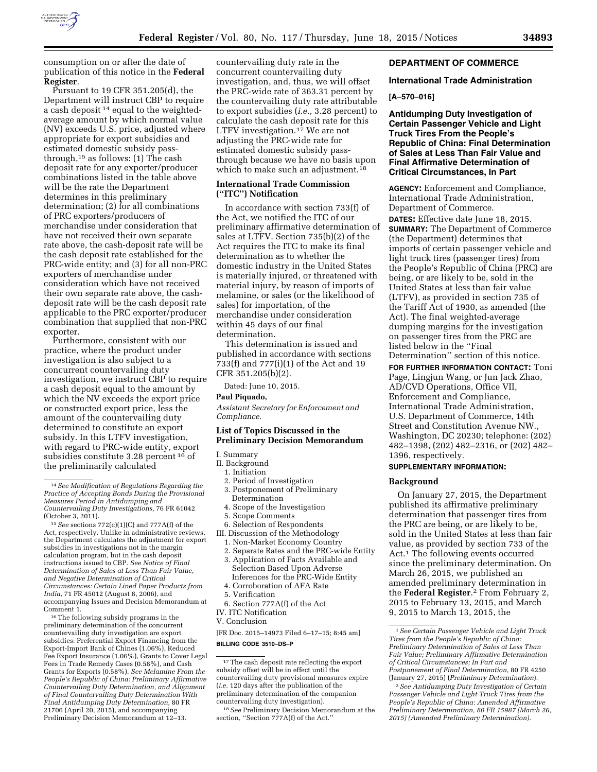consumption on or after the date of publication of this notice in the **Federal Register**.

Pursuant to 19 CFR 351.205(d), the Department will instruct CBP to require a cash deposit [14] equal to the weighted-average amount by which normal value (NV) exceeds U.S. price, adjusted where appropriate for export subsidies and estimated domestic subsidy pass-through,[15] as follows: (1) The cash deposit rate for any exporter/producer combinations listed in the table above will be the rate the Department determines in this preliminary determination; (2) for all combinations of PRC exporters/producers of merchandise under consideration that have not received their own separate rate above, the cash-deposit rate will be the cash deposit rate established for the PRC-wide entity; and (3) for all non-PRC exporters of merchandise under consideration which have not received their own separate rate above, the cash-deposit rate will be the cash deposit rate applicable to the PRC exporter/producer combination that supplied that non-PRC exporter.

Furthermore, consistent with our practice, where the product under investigation is also subject to a concurrent countervailing duty investigation, we instruct CBP to require a cash deposit equal to the amount by which the NV exceeds the export price or constructed export price, less the amount of the countervailing duty determined to constitute an export subsidy. In this LTFV investigation, with regard to PRC-wide entity, export subsidies constitute 3.28 percent [16] of the preliminarily calculated countervailing duty rate in the concurrent countervailing duty investigation, and, thus, we will offset the PRC-wide rate of 363.31 percent by the countervailing duty rate attributable to export subsidies (*i.e.,* 3.28 percent) to calculate the cash deposit rate for this LTFV investigation.[17] We are not adjusting the PRC-wide rate for estimated domestic subsidy pass-through because we have no basis upon which to make such an adjustment.[18]

**International Trade Commission ("ITC") Notification**

In accordance with section 733(f) of the Act, we notified the ITC of our preliminary affirmative determination of sales at LTFV. Section 735(b)(2) of the Act requires the ITC to make its final determination as to whether the domestic industry in the United States is materially injured, or threatened with material injury, by reason of imports of melamine, or sales (or the likelihood of sales) for importation, of the merchandise under consideration within 45 days of our final determination.

This determination is issued and published in accordance with sections 733(f) and 777(i)(1) of the Act and 19 CFR 351.205(b)(2).

Dated: June 10, 2015.

**Paul Piquado,**

*Assistant Secretary for Enforcement and Compliance.*

**List of Topics Discussed in the Preliminary Decision Memorandum**

I. Summary
II. Background
  1. Initiation
  2. Period of Investigation
  3. Postponement of Preliminary Determination
  4. Scope of the Investigation
  5. Scope Comments
  6. Selection of Respondents
III. Discussion of the Methodology
  1. Non-Market Economy Country
  2. Separate Rates and the PRC-wide Entity
  3. Application of Facts Available and Selection Based Upon Adverse Inferences for the PRC-Wide Entity
  4. Corroboration of AFA Rate
  5. Verification
  6. Section 777A(f) of the Act
IV. ITC Notification
V. Conclusion

[FR Doc. 2015–14973 Filed 6–17–15; 8:45 am]

**BILLING CODE 3510–DS–P**

[14] *See Modification of Regulations Regarding the Practice of Accepting Bonds During the Provisional Measures Period in Antidumping and Countervailing Duty Investigations,* 76 FR 61042 (October 3, 2011).

[15] *See* sections 772(c)(1)(C) and 777A(f) of the Act, respectively. Unlike in administrative reviews, the Department calculates the adjustment for export subsidies in investigations not in the margin calculation program, but in the cash deposit instructions issued to CBP. *See Notice of Final Determination of Sales at Less Than Fair Value, and Negative Determination of Critical Circumstances: Certain Lined Paper Products from India,* 71 FR 45012 (August 8, 2006), and accompanying Issues and Decision Memorandum at Comment 1.

[16] The following subsidy programs in the preliminary determination of the concurrent countervailing duty investigation are export subsidies: Preferential Export Financing from the Export-Import Bank of Chines (1.06%), Reduced Fee Export Insurance (1.06%), Grants to Cover Legal Fees in Trade Remedy Cases (0.58%), and Cash Grants for Exports (0.58%). *See Melamine From the People's Republic of China: Preliminary Affirmative Countervailing Duty Determination, and Alignment of Final Countervailing Duty Determination With Final Antidumping Duty Determination,* 80 FR 21706 (April 20, 2015), and accompanying Preliminary Decision Memorandum at 12–13.

[17] The cash deposit rate reflecting the export subsidy offset will be in effect until the countervailing duty provisional measures expire (*i.e.* 120 days after the publication of the preliminary determination of the companion countervailing duty investigation).

[18] *See* Preliminary Decision Memorandum at the section, "Section 777A(f) of the Act."

**DEPARTMENT OF COMMERCE**

**International Trade Administration**

**[A–570–016]**

**Antidumping Duty Investigation of Certain Passenger Vehicle and Light Truck Tires From the People's Republic of China: Final Determination of Sales at Less Than Fair Value and Final Affirmative Determination of Critical Circumstances, In Part**

**AGENCY:** Enforcement and Compliance, International Trade Administration, Department of Commerce.

**DATES:** Effective date June 18, 2015.

**SUMMARY:** The Department of Commerce (the Department) determines that imports of certain passenger vehicle and light truck tires (passenger tires) from the People's Republic of China (PRC) are being, or are likely to be, sold in the United States at less than fair value (LTFV), as provided in section 735 of the Tariff Act of 1930, as amended (the Act). The final weighted-average dumping margins for the investigation on passenger tires from the PRC are listed below in the "Final Determination" section of this notice.

**FOR FURTHER INFORMATION CONTACT:** Toni Page, Lingjun Wang, or Jun Jack Zhao, AD/CVD Operations, Office VII, Enforcement and Compliance, International Trade Administration, U.S. Department of Commerce, 14th Street and Constitution Avenue NW., Washington, DC 20230; telephone: (202) 482–1398, (202) 482–2316, or (202) 482–1396, respectively.

**SUPPLEMENTARY INFORMATION:**

**Background**

On January 27, 2015, the Department published its affirmative preliminary determination that passenger tires from the PRC are being, or are likely to be, sold in the United States at less than fair value, as provided by section 733 of the Act.[1] The following events occurred since the preliminary determination. On March 26, 2015, we published an amended preliminary determination in the **Federal Register**.[2] From February 2, 2015 to February 13, 2015, and March 9, 2015 to March 13, 2015, the

[1] *See Certain Passenger Vehicle and Light Truck Tires from the People's Republic of China: Preliminary Determination of Sales at Less Than Fair Value; Preliminary Affirmative Determination of Critical Circumstances; In Part and Postponement of Final Determination,* 80 FR 4250 (January 27, 2015) (*Preliminary Determination*).

[2] *See Antidumping Duty Investigation of Certain Passenger Vehicle and Light Truck Tires from the People's Republic of China: Amended Affirmative Preliminary Determination, 80 FR 15987 (March 26, 2015) (Amended Preliminary Determination).*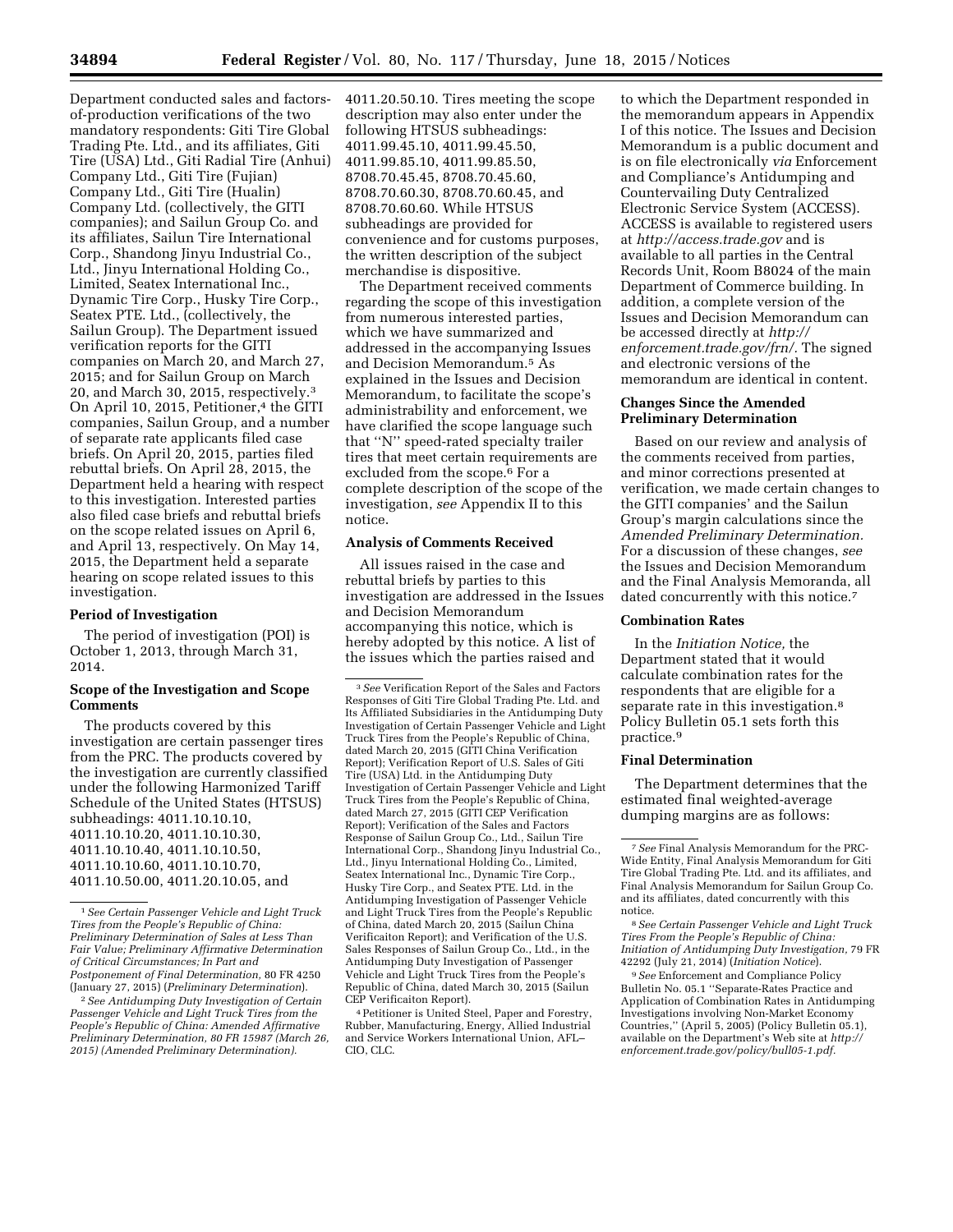Department conducted sales and factors-of-production verifications of the two mandatory respondents: Giti Tire Global Trading Pte. Ltd., and its affiliates, Giti Tire (USA) Ltd., Giti Radial Tire (Anhui) Company Ltd., Giti Tire (Fujian) Company Ltd., Giti Tire (Hualin) Company Ltd. (collectively, the GITI companies); and Sailun Group Co. and its affiliates, Sailun Tire International Corp., Shandong Jinyu Industrial Co., Ltd., Jinyu International Holding Co., Limited, Seatex International Inc., Dynamic Tire Corp., Husky Tire Corp., Seatex PTE. Ltd., (collectively, the Sailun Group). The Department issued verification reports for the GITI companies on March 20, and March 27, 2015; and for Sailun Group on March 20, and March 30, 2015, respectively.[3] On April 10, 2015, Petitioner,[4] the GITI companies, Sailun Group, and a number of separate rate applicants filed case briefs. On April 20, 2015, parties filed rebuttal briefs. On April 28, 2015, the Department held a hearing with respect to this investigation. Interested parties also filed case briefs and rebuttal briefs on the scope related issues on April 6, and April 13, respectively. On May 14, 2015, the Department held a separate hearing on scope related issues to this investigation.

### Period of Investigation

The period of investigation (POI) is October 1, 2013, through March 31, 2014.

### Scope of the Investigation and Scope Comments

The products covered by this investigation are certain passenger tires from the PRC. The products covered by the investigation are currently classified under the following Harmonized Tariff Schedule of the United States (HTSUS) subheadings: 4011.10.10.10, 4011.10.10.20, 4011.10.10.30, 4011.10.10.40, 4011.10.10.50, 4011.10.10.60, 4011.10.10.70, 4011.10.50.00, 4011.20.10.05, and 4011.20.50.10. Tires meeting the scope description may also enter under the following HTSUS subheadings: 4011.99.45.10, 4011.99.45.50, 4011.99.85.10, 4011.99.85.50, 8708.70.45.45, 8708.70.45.60, 8708.70.60.30, 8708.70.60.45, and 8708.70.60.60. While HTSUS subheadings are provided for convenience and for customs purposes, the written description of the subject merchandise is dispositive.

The Department received comments regarding the scope of this investigation from numerous interested parties, which we have summarized and addressed in the accompanying Issues and Decision Memorandum.[5] As explained in the Issues and Decision Memorandum, to facilitate the scope's administrability and enforcement, we have clarified the scope language such that ''N'' speed-rated specialty trailer tires that meet certain requirements are excluded from the scope.[6] For a complete description of the scope of the investigation, *see* Appendix II to this notice.

### Analysis of Comments Received

All issues raised in the case and rebuttal briefs by parties to this investigation are addressed in the Issues and Decision Memorandum accompanying this notice, which is hereby adopted by this notice. A list of the issues which the parties raised and to which the Department responded in the memorandum appears in Appendix I of this notice. The Issues and Decision Memorandum is a public document and is on file electronically *via* Enforcement and Compliance's Antidumping and Countervailing Duty Centralized Electronic Service System (ACCESS). ACCESS is available to registered users at *http://access.trade.gov* and is available to all parties in the Central Records Unit, Room B8024 of the main Department of Commerce building. In addition, a complete version of the Issues and Decision Memorandum can be accessed directly at *http://enforcement.trade.gov/frn/*. The signed and electronic versions of the memorandum are identical in content.

### Changes Since the Amended Preliminary Determination

Based on our review and analysis of the comments received from parties, and minor corrections presented at verification, we made certain changes to the GITI companies' and the Sailun Group's margin calculations since the *Amended Preliminary Determination.* For a discussion of these changes, *see* the Issues and Decision Memorandum and the Final Analysis Memoranda, all dated concurrently with this notice.[7]

### Combination Rates

In the *Initiation Notice,* the Department stated that it would calculate combination rates for the respondents that are eligible for a separate rate in this investigation.[8] Policy Bulletin 05.1 sets forth this practice.[9]

### Final Determination

The Department determines that the estimated final weighted-average dumping margins are as follows:

---

[1] *See Certain Passenger Vehicle and Light Truck Tires from the People's Republic of China: Preliminary Determination of Sales at Less Than Fair Value; Preliminary Affirmative Determination of Critical Circumstances; In Part and Postponement of Final Determination,* 80 FR 4250 (January 27, 2015) (*Preliminary Determination*).

[2] *See Antidumping Duty Investigation of Certain Passenger Vehicle and Light Truck Tires from the People's Republic of China: Amended Affirmative Preliminary Determination, 80 FR 15987 (March 26, 2015) (Amended Preliminary Determination).*

[3] *See* Verification Report of the Sales and Factors Responses of Giti Tire Global Trading Pte. Ltd. and Its Affiliated Subsidiaries in the Antidumping Duty Investigation of Certain Passenger Vehicle and Light Truck Tires from the People's Republic of China, dated March 20, 2015 (GITI China Verification Report); Verification Report of U.S. Sales of Giti Tire (USA) Ltd. in the Antidumping Duty Investigation of Certain Passenger Vehicle and Light Truck Tires from the People's Republic of China, dated March 27, 2015 (GITI CEP Verification Report); Verification of the Sales and Factors Response of Sailun Group Co., Ltd., Sailun Tire International Corp., Shandong Jinyu Industrial Co., Ltd., Jinyu International Holding Co., Limited, Seatex International Inc., Dynamic Tire Corp., Husky Tire Corp., and Seatex PTE. Ltd. in the Antidumping Investigation of Passenger Vehicle and Light Truck Tires from the People's Republic of China, dated March 20, 2015 (Sailun China Verificaiton Report); and Verification of the U.S. Sales Responses of Sailun Group Co., Ltd., in the Antidumping Duty Investigation of Passenger Vehicle and Light Truck Tires from the People's Republic of China, dated March 30, 2015 (Sailun CEP Verificaiton Report).

[4] Petitioner is United Steel, Paper and Forestry, Rubber, Manufacturing, Energy, Allied Industrial and Service Workers International Union, AFL–CIO, CLC.

[7] *See* Final Analysis Memorandum for the PRC-Wide Entity, Final Analysis Memorandum for Giti Tire Global Trading Pte. Ltd. and its affiliates, and Final Analysis Memorandum for Sailun Group Co. and its affiliates, dated concurrently with this notice.

[8] *See Certain Passenger Vehicle and Light Truck Tires From the People's Republic of China: Initiation of Antidumping Duty Investigation,* 79 FR 42292 (July 21, 2014) (*Initiation Notice*).

[9] *See* Enforcement and Compliance Policy Bulletin No. 05.1 ''Separate-Rates Practice and Application of Combination Rates in Antidumping Investigations involving Non-Market Economy Countries,'' (April 5, 2005) (Policy Bulletin 05.1), available on the Department's Web site at *http://enforcement.trade.gov/policy/bull05-1.pdf.*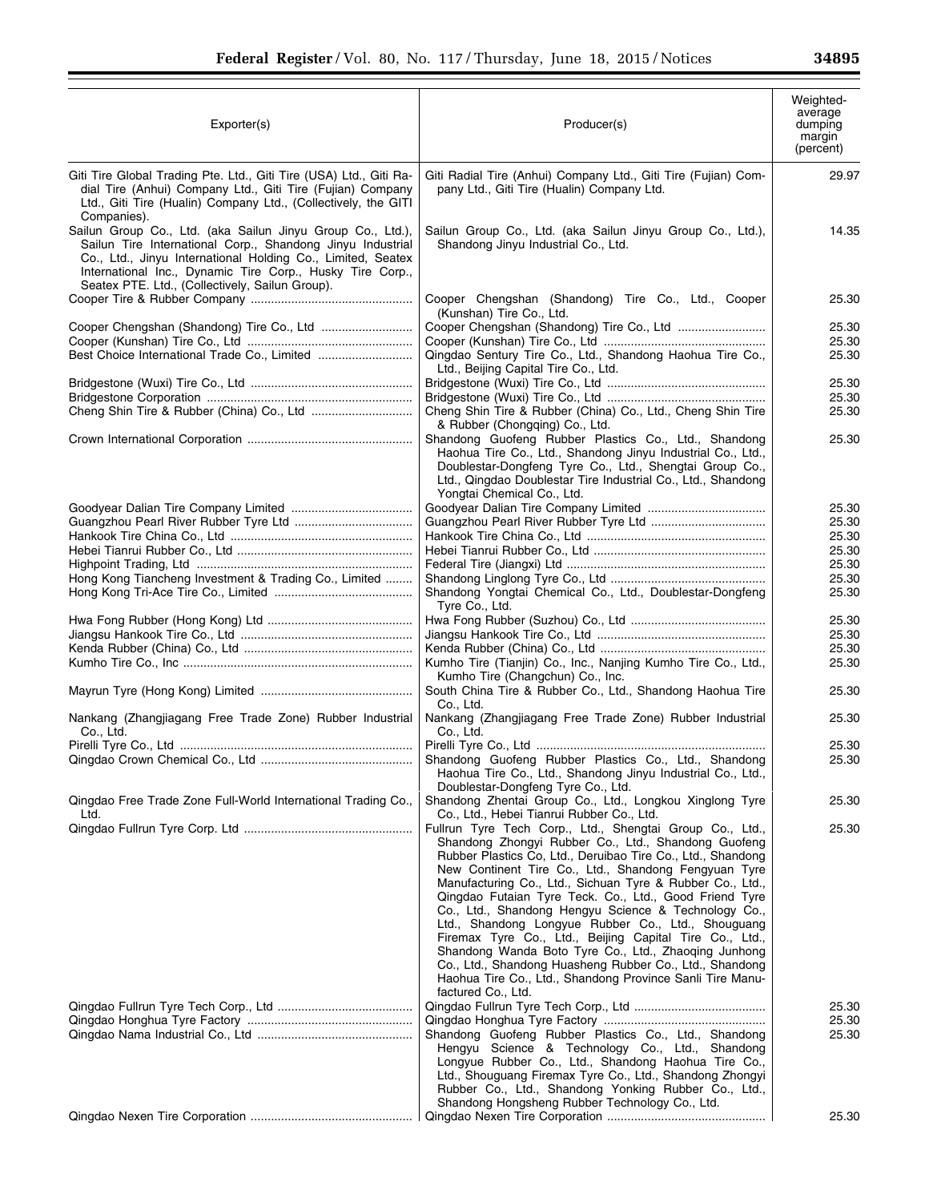| Exporter(s) | Producer(s) | Weighted-average dumping margin (percent) |
|---|---|---|
| Giti Tire Global Trading Pte. Ltd., Giti Tire (USA) Ltd., Giti Radial Tire (Anhui) Company Ltd., Giti Tire (Fujian) Company Ltd., Giti Tire (Hualin) Company Ltd., (Collectively, the GITI Companies). | Giti Radial Tire (Anhui) Company Ltd., Giti Tire (Fujian) Company Ltd., Giti Tire (Hualin) Company Ltd. | 29.97 |
| Sailun Group Co., Ltd. (aka Sailun Jinyu Group Co., Ltd.), Sailun Tire International Corp., Shandong Jinyu Industrial Co., Ltd., Jinyu International Holding Co., Limited, Seatex International Inc., Dynamic Tire Corp., Husky Tire Corp., Seatex PTE. Ltd., (Collectively, Sailun Group). | Sailun Group Co., Ltd. (aka Sailun Jinyu Group Co., Ltd.), Shandong Jinyu Industrial Co., Ltd. | 14.35 |
| Cooper Tire & Rubber Company | Cooper Chengshan (Shandong) Tire Co., Ltd., Cooper (Kunshan) Tire Co., Ltd. | 25.30 |
| Cooper Chengshan (Shandong) Tire Co., Ltd | Cooper Chengshan (Shandong) Tire Co., Ltd | 25.30 |
| Cooper (Kunshan) Tire Co., Ltd | Cooper (Kunshan) Tire Co., Ltd | 25.30 |
| Best Choice International Trade Co., Limited | Qingdao Sentury Tire Co., Ltd., Shandong Haohua Tire Co., Ltd., Beijing Capital Tire Co., Ltd. | 25.30 |
| Bridgestone (Wuxi) Tire Co., Ltd | Bridgestone (Wuxi) Tire Co., Ltd | 25.30 |
| Bridgestone Corporation | Bridgestone (Wuxi) Tire Co., Ltd | 25.30 |
| Cheng Shin Tire & Rubber (China) Co., Ltd | Cheng Shin Tire & Rubber (China) Co., Ltd., Cheng Shin Tire & Rubber (Chongqing) Co., Ltd. | 25.30 |
| Crown International Corporation | Shandong Guofeng Rubber Plastics Co., Ltd., Shandong Haohua Tire Co., Ltd., Shandong Jinyu Industrial Co., Ltd., Doublestar-Dongfeng Tyre Co., Ltd., Shengtai Group Co., Ltd., Qingdao Doublestar Tire Industrial Co., Ltd., Shandong Yongtai Chemical Co., Ltd. | 25.30 |
| Goodyear Dalian Tire Company Limited | Goodyear Dalian Tire Company Limited | 25.30 |
| Guangzhou Pearl River Rubber Tyre Ltd | Guangzhou Pearl River Rubber Tyre Ltd | 25.30 |
| Hankook Tire China Co., Ltd | Hankook Tire China Co., Ltd | 25.30 |
| Hebei Tianrui Rubber Co., Ltd | Hebei Tianrui Rubber Co., Ltd | 25.30 |
| Highpoint Trading, Ltd | Federal Tire (Jiangxi) Ltd | 25.30 |
| Hong Kong Tiancheng Investment & Trading Co., Limited | Shandong Linglong Tyre Co., Ltd | 25.30 |
| Hong Kong Tri-Ace Tire Co., Limited | Shandong Yongtai Chemical Co., Ltd., Doublestar-Dongfeng Tyre Co., Ltd. | 25.30 |
| Hwa Fong Rubber (Hong Kong) Ltd | Hwa Fong Rubber (Suzhou) Co., Ltd | 25.30 |
| Jiangsu Hankook Tire Co., Ltd | Jiangsu Hankook Tire Co., Ltd | 25.30 |
| Kenda Rubber (China) Co., Ltd | Kenda Rubber (China) Co., Ltd | 25.30 |
| Kumho Tire Co., Inc | Kumho Tire (Tianjin) Co., Inc., Nanjing Kumho Tire Co., Ltd., Kumho Tire (Changchun) Co., Inc. | 25.30 |
| Mayrun Tyre (Hong Kong) Limited | South China Tire & Rubber Co., Ltd., Shandong Haohua Tire Co., Ltd. | 25.30 |
| Nankang (Zhangjiagang Free Trade Zone) Rubber Industrial Co., Ltd. | Nankang (Zhangjiagang Free Trade Zone) Rubber Industrial Co., Ltd. | 25.30 |
| Pirelli Tyre Co., Ltd | Pirelli Tyre Co., Ltd | 25.30 |
| Qingdao Crown Chemical Co., Ltd | Shandong Guofeng Rubber Plastics Co., Ltd., Shandong Haohua Tire Co., Ltd., Shandong Jinyu Industrial Co., Ltd., Doublestar-Dongfeng Tyre Co., Ltd. | 25.30 |
| Qingdao Free Trade Zone Full-World International Trading Co., Ltd. | Shandong Zhentai Group Co., Ltd., Longkou Xinglong Tyre Co., Ltd., Hebei Tianrui Rubber Co., Ltd. | 25.30 |
| Qingdao Fullrun Tyre Corp. Ltd | Fullrun Tyre Tech Corp., Ltd., Shengtai Group Co., Ltd., Shandong Zhongyi Rubber Co., Ltd., Shandong Guofeng Rubber Plastics Co, Ltd., Deruibao Tire Co., Ltd., Shandong New Continent Tire Co., Ltd., Shandong Fengyuan Tyre Manufacturing Co., Ltd., Sichuan Tyre & Rubber Co., Ltd., Qingdao Futaian Tyre Teck. Co., Ltd., Good Friend Tyre Co., Ltd., Shandong Hengyu Science & Technology Co., Ltd., Shandong Longyue Rubber Co., Ltd., Shouguang Firemax Tyre Co., Ltd., Beijing Capital Tire Co., Ltd., Shandong Wanda Boto Tyre Co., Ltd., Zhaoqing Junhong Co., Ltd., Shandong Huasheng Rubber Co., Ltd., Shandong Haohua Tire Co., Ltd., Shandong Province Sanli Tire Manufactured Co., Ltd. | 25.30 |
| Qingdao Fullrun Tyre Tech Corp., Ltd | Qingdao Fullrun Tyre Tech Corp., Ltd | 25.30 |
| Qingdao Honghua Tyre Factory | Qingdao Honghua Tyre Factory | 25.30 |
| Qingdao Nama Industrial Co., Ltd | Shandong Guofeng Rubber Plastics Co., Ltd., Shandong Hengyu Science & Technology Co., Ltd., Shandong Longyue Rubber Co., Ltd., Shandong Haohua Tire Co., Ltd., Shouguang Firemax Tyre Co., Ltd., Shandong Zhongyi Rubber Co., Ltd., Shandong Yonking Rubber Co., Ltd., Shandong Hongsheng Rubber Technology Co., Ltd. | 25.30 |
| Qingdao Nexen Tire Corporation | Qingdao Nexen Tire Corporation | 25.30 |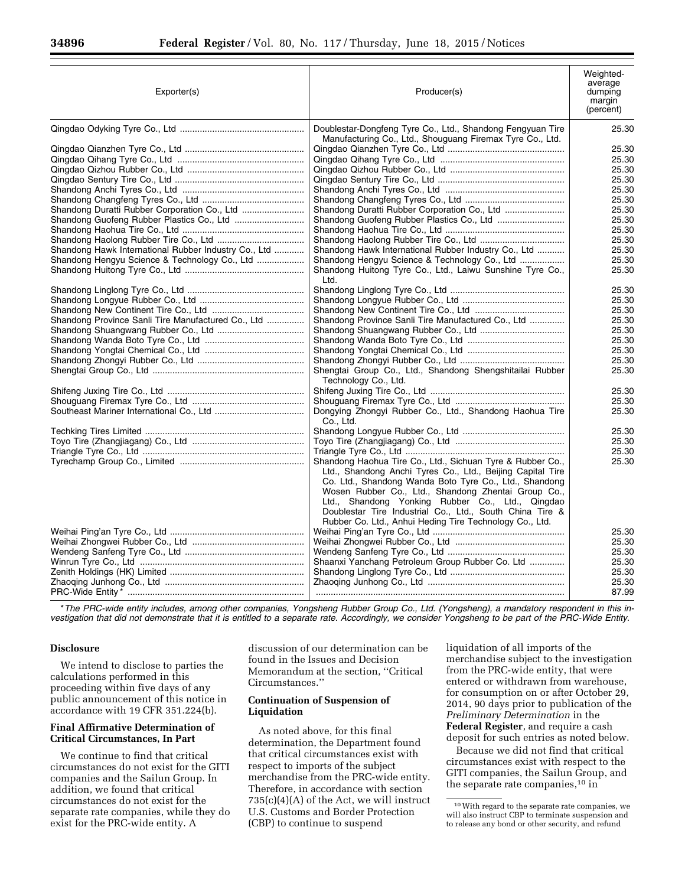| Exporter(s) | Producer(s) | Weighted-average dumping margin (percent) |
|---|---|---|
| Qingdao Odyking Tyre Co., Ltd | Doublestar-Dongfeng Tyre Co., Ltd., Shandong Fengyuan Tire Manufacturing Co., Ltd., Shouguang Firemax Tyre Co., Ltd. | 25.30 |
| Qingdao Qianzhen Tyre Co., Ltd | Qingdao Qianzhen Tyre Co., Ltd | 25.30 |
| Qingdao Qihang Tyre Co., Ltd | Qingdao Qihang Tyre Co., Ltd | 25.30 |
| Qingdao Qizhou Rubber Co., Ltd | Qingdao Qizhou Rubber Co., Ltd | 25.30 |
| Qingdao Sentury Tire Co., Ltd | Qingdao Sentury Tire Co., Ltd | 25.30 |
| Shandong Anchi Tyres Co., Ltd | Shandong Anchi Tyres Co., Ltd | 25.30 |
| Shandong Changfeng Tyres Co., Ltd | Shandong Changfeng Tyres Co., Ltd | 25.30 |
| Shandong Duratti Rubber Corporation Co., Ltd | Shandong Duratti Rubber Corporation Co., Ltd | 25.30 |
| Shandong Guofeng Rubber Plastics Co., Ltd | Shandong Guofeng Rubber Plastics Co., Ltd | 25.30 |
| Shandong Haohua Tire Co., Ltd | Shandong Haohua Tire Co., Ltd | 25.30 |
| Shandong Haolong Rubber Tire Co., Ltd | Shandong Haolong Rubber Tire Co., Ltd | 25.30 |
| Shandong Hawk International Rubber Industry Co., Ltd | Shandong Hawk International Rubber Industry Co., Ltd | 25.30 |
| Shandong Hengyu Science & Technology Co., Ltd | Shandong Hengyu Science & Technology Co., Ltd | 25.30 |
| Shandong Huitong Tyre Co., Ltd | Shandong Huitong Tyre Co., Ltd., Laiwu Sunshine Tyre Co., Ltd. | 25.30 |
| Shandong Linglong Tyre Co., Ltd | Shandong Linglong Tyre Co., Ltd | 25.30 |
| Shandong Longyue Rubber Co., Ltd | Shandong Longyue Rubber Co., Ltd | 25.30 |
| Shandong New Continent Tire Co., Ltd | Shandong New Continent Tire Co., Ltd | 25.30 |
| Shandong Province Sanli Tire Manufactured Co., Ltd | Shandong Province Sanli Tire Manufactured Co., Ltd | 25.30 |
| Shandong Shuangwang Rubber Co., Ltd | Shandong Shuangwang Rubber Co., Ltd | 25.30 |
| Shandong Wanda Boto Tyre Co., Ltd | Shandong Wanda Boto Tyre Co., Ltd | 25.30 |
| Shandong Yongtai Chemical Co., Ltd | Shandong Yongtai Chemical Co., Ltd | 25.30 |
| Shandong Zhongyi Rubber Co., Ltd | Shandong Zhongyi Rubber Co., Ltd | 25.30 |
| Shengtai Group Co., Ltd | Shengtai Group Co., Ltd., Shandong Shengshitailai Rubber Technology Co., Ltd. | 25.30 |
| Shifeng Juxing Tire Co., Ltd | Shifeng Juxing Tire Co., Ltd | 25.30 |
| Shouguang Firemax Tyre Co., Ltd | Shouguang Firemax Tyre Co., Ltd | 25.30 |
| Southeast Mariner International Co., Ltd | Dongying Zhongyi Rubber Co., Ltd., Shandong Haohua Tire Co., Ltd. | 25.30 |
| Techking Tires Limited | Shandong Longyue Rubber Co., Ltd | 25.30 |
| Toyo Tire (Zhangjiagang) Co., Ltd | Toyo Tire (Zhangjiagang) Co., Ltd | 25.30 |
| Triangle Tyre Co., Ltd | Triangle Tyre Co., Ltd | 25.30 |
| Tyrechamp Group Co., Limited | Shandong Haohua Tire Co., Ltd., Sichuan Tyre & Rubber Co., Ltd., Shandong Anchi Tyres Co., Ltd., Beijing Capital Tire Co. Ltd., Shandong Wanda Boto Tyre Co., Ltd., Shandong Wosen Rubber Co., Ltd., Shandong Zhentai Group Co., Ltd., Shandong Yonking Rubber Co., Ltd., Qingdao Doublestar Tire Industrial Co., Ltd., South China Tire & Rubber Co. Ltd., Anhui Heding Tire Technology Co., Ltd. | 25.30 |
| Weihai Ping'an Tyre Co., Ltd | Weihai Ping'an Tyre Co., Ltd | 25.30 |
| Weihai Zhongwei Rubber Co., Ltd | Weihai Zhongwei Rubber Co., Ltd | 25.30 |
| Wendeng Sanfeng Tyre Co., Ltd | Wendeng Sanfeng Tyre Co., Ltd | 25.30 |
| Winrun Tyre Co., Ltd | Shaanxi Yanchang Petroleum Group Rubber Co. Ltd | 25.30 |
| Zenith Holdings (HK) Limited | Shandong Linglong Tyre Co., Ltd | 25.30 |
| Zhaoqing Junhong Co., Ltd | Zhaoqing Junhong Co., Ltd | 25.30 |
| PRC-Wide Entity * | | 87.99 |

*\* The PRC-wide entity includes, among other companies, Yongsheng Rubber Group Co., Ltd. (Yongsheng), a mandatory respondent in this investigation that did not demonstrate that it is entitled to a separate rate. Accordingly, we consider Yongsheng to be part of the PRC-Wide Entity.*

### Disclosure

We intend to disclose to parties the calculations performed in this proceeding within five days of any public announcement of this notice in accordance with 19 CFR 351.224(b).

### Final Affirmative Determination of Critical Circumstances, In Part

We continue to find that critical circumstances do not exist for the GITI companies and the Sailun Group. In addition, we found that critical circumstances do not exist for the separate rate companies, while they do exist for the PRC-wide entity. A discussion of our determination can be found in the Issues and Decision Memorandum at the section, "Critical Circumstances."

### Continuation of Suspension of Liquidation

As noted above, for this final determination, the Department found that critical circumstances exist with respect to imports of the subject merchandise from the PRC-wide entity. Therefore, in accordance with section 735(c)(4)(A) of the Act, we will instruct U.S. Customs and Border Protection (CBP) to continue to suspend liquidation of all imports of the merchandise subject to the investigation from the PRC-wide entity, that were entered or withdrawn from warehouse, for consumption on or after October 29, 2014, 90 days prior to publication of the *Preliminary Determination* in the **Federal Register**, and require a cash deposit for such entries as noted below.

Because we did not find that critical circumstances exist with respect to the GITI companies, the Sailun Group, and the separate rate companies,[10] in

[10] With regard to the separate rate companies, we will also instruct CBP to terminate suspension and to release any bond or other security, and refund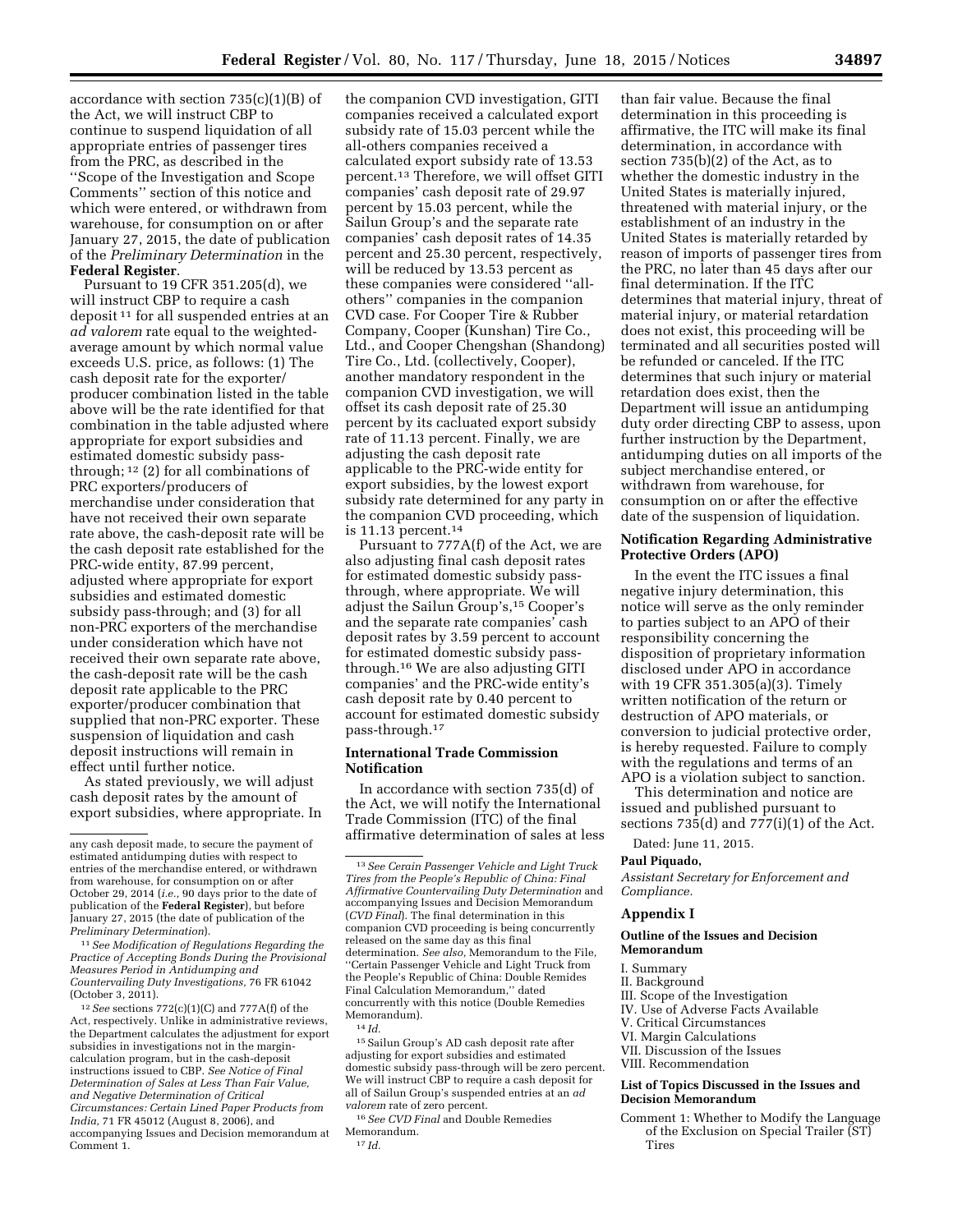accordance with section 735(c)(1)(B) of the Act, we will instruct CBP to continue to suspend liquidation of all appropriate entries of passenger tires from the PRC, as described in the ''Scope of the Investigation and Scope Comments'' section of this notice and which were entered, or withdrawn from warehouse, for consumption on or after January 27, 2015, the date of publication of the *Preliminary Determination* in the **Federal Register**.

Pursuant to 19 CFR 351.205(d), we will instruct CBP to require a cash deposit [11] for all suspended entries at an *ad valorem* rate equal to the weighted-average amount by which normal value exceeds U.S. price, as follows: (1) The cash deposit rate for the exporter/producer combination listed in the table above will be the rate identified for that combination in the table adjusted where appropriate for export subsidies and estimated domestic subsidy pass-through; [12] (2) for all combinations of PRC exporters/producers of merchandise under consideration that have not received their own separate rate above, the cash-deposit rate will be the cash deposit rate established for the PRC-wide entity, 87.99 percent, adjusted where appropriate for export subsidies and estimated domestic subsidy pass-through; and (3) for all non-PRC exporters of the merchandise under consideration which have not received their own separate rate above, the cash-deposit rate will be the cash deposit rate applicable to the PRC exporter/producer combination that supplied that non-PRC exporter. These suspension of liquidation and cash deposit instructions will remain in effect until further notice.

As stated previously, we will adjust cash deposit rates by the amount of export subsidies, where appropriate. In the companion CVD investigation, GITI companies received a calculated export subsidy rate of 15.03 percent while the all-others companies received a calculated export subsidy rate of 13.53 percent.[13] Therefore, we will offset GITI companies' cash deposit rate of 29.97 percent by 15.03 percent, while the Sailun Group's and the separate rate companies' cash deposit rates of 14.35 percent and 25.30 percent, respectively, will be reduced by 13.53 percent as these companies were considered ''all-others'' companies in the companion CVD case. For Cooper Tire & Rubber Company, Cooper (Kunshan) Tire Co., Ltd., and Cooper Chengshan (Shandong) Tire Co., Ltd. (collectively, Cooper), another mandatory respondent in the companion CVD investigation, we will offset its cash deposit rate of 25.30 percent by its cacluated export subsidy rate of 11.13 percent. Finally, we are adjusting the cash deposit rate applicable to the PRC-wide entity for export subsidies, by the lowest export subsidy rate determined for any party in the companion CVD proceeding, which is 11.13 percent.[14]

Pursuant to 777A(f) of the Act, we are also adjusting final cash deposit rates for estimated domestic subsidy pass-through, where appropriate. We will adjust the Sailun Group's,[15] Cooper's and the separate rate companies' cash deposit rates by 3.59 percent to account for estimated domestic subsidy pass-through.[16] We are also adjusting GITI companies' and the PRC-wide entity's cash deposit rate by 0.40 percent to account for estimated domestic subsidy pass-through.[17]

## International Trade Commission Notification

In accordance with section 735(d) of the Act, we will notify the International Trade Commission (ITC) of the final affirmative determination of sales at less than fair value. Because the final determination in this proceeding is affirmative, the ITC will make its final determination, in accordance with section 735(b)(2) of the Act, as to whether the domestic industry in the United States is materially injured, threatened with material injury, or the establishment of an industry in the United States is materially retarded by reason of imports of passenger tires from the PRC, no later than 45 days after our final determination. If the ITC determines that material injury, threat of material injury, or material retardation does not exist, this proceeding will be terminated and all securities posted will be refunded or canceled. If the ITC determines that such injury or material retardation does exist, then the Department will issue an antidumping duty order directing CBP to assess, upon further instruction by the Department, antidumping duties on all imports of the subject merchandise entered, or withdrawn from warehouse, for consumption on or after the effective date of the suspension of liquidation.

## Notification Regarding Administrative Protective Orders (APO)

In the event the ITC issues a final negative injury determination, this notice will serve as the only reminder to parties subject to an APO of their responsibility concerning the disposition of proprietary information disclosed under APO in accordance with 19 CFR 351.305(a)(3). Timely written notification of the return or destruction of APO materials, or conversion to judicial protective order, is hereby requested. Failure to comply with the regulations and terms of an APO is a violation subject to sanction.

This determination and notice are issued and published pursuant to sections 735(d) and 777(i)(1) of the Act.

Dated: June 11, 2015.

**Paul Piquado,**

*Assistant Secretary for Enforcement and Compliance.*

## Appendix I

### Outline of the Issues and Decision Memorandum

I. Summary
II. Background
III. Scope of the Investigation
IV. Use of Adverse Facts Available
V. Critical Circumstances
VI. Margin Calculations
VII. Discussion of the Issues
VIII. Recommendation

### List of Topics Discussed in the Issues and Decision Memorandum

Comment 1: Whether to Modify the Language of the Exclusion on Special Trailer (ST) Tires

---

any cash deposit made, to secure the payment of estimated antidumping duties with respect to entries of the merchandise entered, or withdrawn from warehouse, for consumption on or after October 29, 2014 (*i.e.*, 90 days prior to the date of publication of the **Federal Register**), but before January 27, 2015 (the date of publication of the *Preliminary Determination*).

[11] *See Modification of Regulations Regarding the Practice of Accepting Bonds During the Provisional Measures Period in Antidumping and Countervailing Duty Investigations,* 76 FR 61042 (October 3, 2011).

[12] *See* sections 772(c)(1)(C) and 777A(f) of the Act, respectively. Unlike in administrative reviews, the Department calculates the adjustment for export subsidies in investigations not in the margin-calculation program, but in the cash-deposit instructions issued to CBP. *See Notice of Final Determination of Sales at Less Than Fair Value, and Negative Determination of Critical Circumstances: Certain Lined Paper Products from India,* 71 FR 45012 (August 8, 2006), and accompanying Issues and Decision memorandum at Comment 1.

[13] *See Cerain Passenger Vehicle and Light Truck Tires from the People's Republic of China: Final Affirmative Countervailing Duty Determination* and accompanying Issues and Decision Memorandum (*CVD Final*). The final determination in this companion CVD proceeding is being concurrently released on the same day as this final determination. *See also*, Memorandum to the File, ''Certain Passenger Vehicle and Light Truck from the People's Republic of China: Double Remides Final Calculation Memorandum,'' dated concurrently with this notice (Double Remedies Memorandum).

[14] *Id.*

[15] Sailun Group's AD cash deposit rate after adjusting for export subsidies and estimated domestic subsidy pass-through will be zero percent. We will instruct CBP to require a cash deposit for all of Sailun Group's suspended entries at an *ad valorem* rate of zero percent.

[16] *See CVD Final* and Double Remedies Memorandum.

[17] *Id.*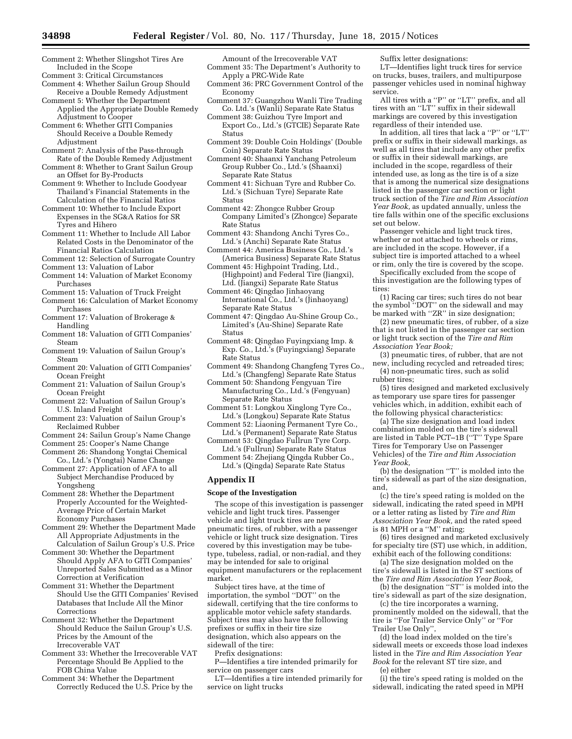Comment 2: Whether Slingshot Tires Are Included in the Scope
Comment 3: Critical Circumstances
Comment 4: Whether Sailun Group Should Receive a Double Remedy Adjustment
Comment 5: Whether the Department Applied the Appropriate Double Remedy Adjustment to Cooper
Comment 6: Whether GITI Companies Should Receive a Double Remedy Adjustment
Comment 7: Analysis of the Pass-through Rate of the Double Remedy Adjustment
Comment 8: Whether to Grant Sailun Group an Offset for By-Products
Comment 9: Whether to Include Goodyear Thailand's Financial Statements in the Calculation of the Financial Ratios
Comment 10: Whether to Include Export Expenses in the SG&A Ratios for SR Tyres and Hihero
Comment 11: Whether to Include All Labor Related Costs in the Denominator of the Financial Ratios Calculation
Comment 12: Selection of Surrogate Country
Comment 13: Valuation of Labor
Comment 14: Valuation of Market Economy Purchases
Comment 15: Valuation of Truck Freight
Comment 16: Calculation of Market Economy Purchases
Comment 17: Valuation of Brokerage & Handling
Comment 18: Valuation of GITI Companies' Steam
Comment 19: Valuation of Sailun Group's Steam
Comment 20: Valuation of GITI Companies' Ocean Freight
Comment 21: Valuation of Sailun Group's Ocean Freight
Comment 22: Valuation of Sailun Group's U.S. Inland Freight
Comment 23: Valuation of Sailun Group's Reclaimed Rubber
Comment 24: Sailun Group's Name Change
Comment 25: Cooper's Name Change
Comment 26: Shandong Yongtai Chemical Co., Ltd.'s (Yongtai) Name Change
Comment 27: Application of AFA to all Subject Merchandise Produced by Yongsheng
Comment 28: Whether the Department Properly Accounted for the Weighted-Average Price of Certain Market Economy Purchases
Comment 29: Whether the Department Made All Appropriate Adjustments in the Calculation of Sailun Group's U.S. Price
Comment 30: Whether the Department Should Apply AFA to GITI Companies' Unreported Sales Submitted as a Minor Correction at Verification
Comment 31: Whether the Department Should Use the GITI Companies' Revised Databases that Include All the Minor Corrections
Comment 32: Whether the Department Should Reduce the Sailun Group's U.S. Prices by the Amount of the Irrecoverable VAT
Comment 33: Whether the Irrecoverable VAT Percentage Should Be Applied to the FOB China Value
Comment 34: Whether the Department Correctly Reduced the U.S. Price by the Amount of the Irrecoverable VAT
Comment 35: The Department's Authority to Apply a PRC-Wide Rate
Comment 36: PRC Government Control of the Economy
Comment 37: Guangzhou Wanli Tire Trading Co. Ltd.'s (Wanli) Separate Rate Status
Comment 38: Guizhou Tyre Import and Export Co., Ltd.'s (GTCIE) Separate Rate Status
Comment 39: Double Coin Holdings' (Double Coin) Separate Rate Status
Comment 40: Shaanxi Yanchang Petroleum Group Rubber Co., Ltd.'s (Shaanxi) Separate Rate Status
Comment 41: Sichuan Tyre and Rubber Co. Ltd.'s (Sichuan Tyre) Separate Rate Status
Comment 42: Zhongce Rubber Group Company Limited's (Zhongce) Separate Rate Status
Comment 43: Shandong Anchi Tyres Co., Ltd.'s (Anchi) Separate Rate Status
Comment 44: America Business Co., Ltd.'s (America Business) Separate Rate Status
Comment 45: Highpoint Trading, Ltd., (Highpoint) and Federal Tire (Jiangxi), Ltd. (Jiangxi) Separate Rate Status
Comment 46: Qingdao Jinhaoyang International Co., Ltd.'s (Jinhaoyang) Separate Rate Status
Comment 47: Qingdao Au-Shine Group Co., Limited's (Au-Shine) Separate Rate Status
Comment 48: Qingdao Fuyingxiang Imp. & Exp. Co., Ltd.'s (Fuyingxiang) Separate Rate Status
Comment 49: Shandong Changfeng Tyres Co., Ltd.'s (Changfeng) Separate Rate Status
Comment 50: Shandong Fengyuan Tire Manufacturing Co., Ltd.'s (Fengyuan) Separate Rate Status
Comment 51: Longkou Xinglong Tyre Co., Ltd.'s (Longkou) Separate Rate Status
Comment 52: Liaoning Permanent Tyre Co., Ltd.'s (Permanent) Separate Rate Status
Comment 53: Qingdao Fullrun Tyre Corp. Ltd.'s (Fullrun) Separate Rate Status
Comment 54: Zhejiang Qingda Rubber Co., Ltd.'s (Qingda) Separate Rate Status

## Appendix II

### Scope of the Investigation

The scope of this investigation is passenger vehicle and light truck tires. Passenger vehicle and light truck tires are new pneumatic tires, of rubber, with a passenger vehicle or light truck size designation. Tires covered by this investigation may be tube-type, tubeless, radial, or non-radial, and they may be intended for sale to original equipment manufacturers or the replacement market.

Subject tires have, at the time of importation, the symbol "DOT" on the sidewall, certifying that the tire conforms to applicable motor vehicle safety standards. Subject tires may also have the following prefixes or suffix in their tire size designation, which also appears on the sidewall of the tire:

Prefix designations:

P—Identifies a tire intended primarily for service on passenger cars

LT—Identifies a tire intended primarily for service on light trucks

Suffix letter designations:

LT—Identifies light truck tires for service on trucks, buses, trailers, and multipurpose passenger vehicles used in nominal highway service.

All tires with a "P" or "LT" prefix, and all tires with an "LT" suffix in their sidewall markings are covered by this investigation regardless of their intended use.

In addition, all tires that lack a "P" or "LT" prefix or suffix in their sidewall markings, as well as all tires that include any other prefix or suffix in their sidewall markings, are included in the scope, regardless of their intended use, as long as the tire is of a size that is among the numerical size designations listed in the passenger car section or light truck section of the *Tire and Rim Association Year Book,* as updated annually, unless the tire falls within one of the specific exclusions set out below.

Passenger vehicle and light truck tires, whether or not attached to wheels or rims, are included in the scope. However, if a subject tire is imported attached to a wheel or rim, only the tire is covered by the scope.

Specifically excluded from the scope of this investigation are the following types of tires:

(1) Racing car tires; such tires do not bear the symbol "DOT" on the sidewall and may be marked with "ZR" in size designation;

(2) new pneumatic tires, of rubber, of a size that is not listed in the passenger car section or light truck section of the *Tire and Rim Association Year Book;*

(3) pneumatic tires, of rubber, that are not new, including recycled and retreaded tires;

(4) non-pneumatic tires, such as solid rubber tires;

(5) tires designed and marketed exclusively as temporary use spare tires for passenger vehicles which, in addition, exhibit each of the following physical characteristics:

(a) The size designation and load index combination molded on the tire's sidewall are listed in Table PCT–1B ("T" Type Spare Tires for Temporary Use on Passenger Vehicles) of the *Tire and Rim Association Year Book,*

(b) the designation "T" is molded into the tire's sidewall as part of the size designation, and,

(c) the tire's speed rating is molded on the sidewall, indicating the rated speed in MPH or a letter rating as listed by *Tire and Rim Association Year Book,* and the rated speed is 81 MPH or a "M" rating;

(6) tires designed and marketed exclusively for specialty tire (ST) use which, in addition, exhibit each of the following conditions:

(a) The size designation molded on the tire's sidewall is listed in the ST sections of the *Tire and Rim Association Year Book,*

(b) the designation "ST" is molded into the tire's sidewall as part of the size designation,

(c) the tire incorporates a warning, prominently molded on the sidewall, that the tire is "For Trailer Service Only" or "For Trailer Use Only",

(d) the load index molded on the tire's sidewall meets or exceeds those load indexes listed in the *Tire and Rim Association Year Book* for the relevant ST tire size, and

(e) either

(i) the tire's speed rating is molded on the sidewall, indicating the rated speed in MPH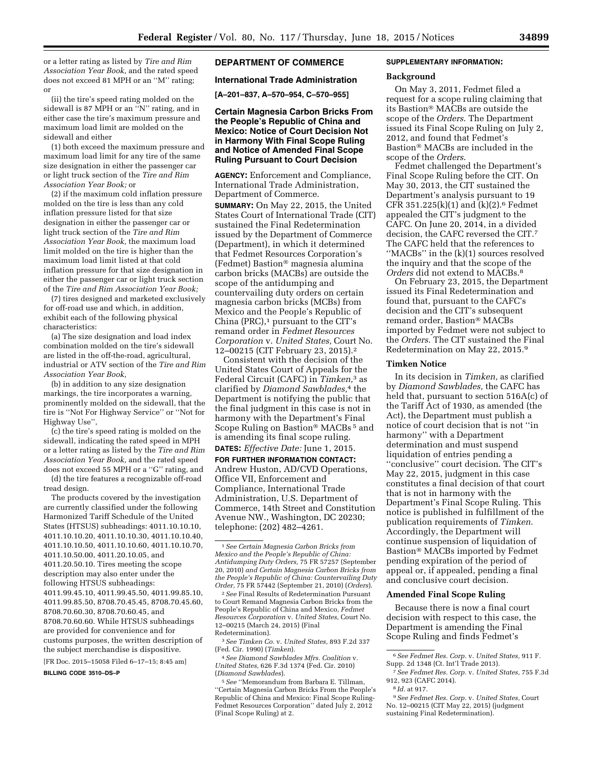or a letter rating as listed by *Tire and Rim Association Year Book,* and the rated speed does not exceed 81 MPH or an ''M'' rating; or

(ii) the tire's speed rating molded on the sidewall is 87 MPH or an ''N'' rating, and in either case the tire's maximum pressure and maximum load limit are molded on the sidewall and either

(1) both exceed the maximum pressure and maximum load limit for any tire of the same size designation in either the passenger car or light truck section of the *Tire and Rim Association Year Book;* or

(2) if the maximum cold inflation pressure molded on the tire is less than any cold inflation pressure listed for that size designation in either the passenger car or light truck section of the *Tire and Rim Association Year Book,* the maximum load limit molded on the tire is higher than the maximum load limit listed at that cold inflation pressure for that size designation in either the passenger car or light truck section of the *Tire and Rim Association Year Book;*

(7) tires designed and marketed exclusively for off-road use and which, in addition, exhibit each of the following physical characteristics:

(a) The size designation and load index combination molded on the tire's sidewall are listed in the off-the-road, agricultural, industrial or ATV section of the *Tire and Rim Association Year Book,*

(b) in addition to any size designation markings, the tire incorporates a warning, prominently molded on the sidewall, that the tire is ''Not For Highway Service'' or ''Not for Highway Use'',

(c) the tire's speed rating is molded on the sidewall, indicating the rated speed in MPH or a letter rating as listed by the *Tire and Rim Association Year Book,* and the rated speed does not exceed 55 MPH or a ''G'' rating, and

(d) the tire features a recognizable off-road tread design.

The products covered by the investigation are currently classified under the following Harmonized Tariff Schedule of the United States (HTSUS) subheadings: 4011.10.10.10, 4011.10.10.20, 4011.10.10.30, 4011.10.10.40, 4011.10.10.50, 4011.10.10.60, 4011.10.10.70, 4011.10.50.00, 4011.20.10.05, and 4011.20.50.10. Tires meeting the scope description may also enter under the following HTSUS subheadings: 4011.99.45.10, 4011.99.45.50, 4011.99.85.10, 4011.99.85.50, 8708.70.45.45, 8708.70.45.60, 8708.70.60.30, 8708.70.60.45, and 8708.70.60.60. While HTSUS subheadings are provided for convenience and for customs purposes, the written description of the subject merchandise is dispositive.

[FR Doc. 2015–15058 Filed 6–17–15; 8:45 am]

**BILLING CODE 3510–DS–P**

## DEPARTMENT OF COMMERCE

### International Trade Administration

**[A–201–837, A–570–954, C–570–955]**

### Certain Magnesia Carbon Bricks From the People's Republic of China and Mexico: Notice of Court Decision Not in Harmony With Final Scope Ruling and Notice of Amended Final Scope Ruling Pursuant to Court Decision

**AGENCY:** Enforcement and Compliance, International Trade Administration, Department of Commerce.

**SUMMARY:** On May 22, 2015, the United States Court of International Trade (CIT) sustained the Final Redetermination issued by the Department of Commerce (Department), in which it determined that Fedmet Resources Corporation's (Fedmet) Bastion® magnesia alumina carbon bricks (MACBs) are outside the scope of the antidumping and countervailing duty orders on certain magnesia carbon bricks (MCBs) from Mexico and the People's Republic of China (PRC),[1] pursuant to the CIT's remand order in *Fedmet Resources Corporation* v. *United States,* Court No. 12–00215 (CIT February 23, 2015).[2]

Consistent with the decision of the United States Court of Appeals for the Federal Circuit (CAFC) in *Timken,*[3] as clarified by *Diamond Sawblades,*[4] the Department is notifying the public that the final judgment in this case is not in harmony with the Department's Final Scope Ruling on Bastion® MACBs [5] and is amending its final scope ruling.

**DATES:** *Effective Date:* June 1, 2015.

**FOR FURTHER INFORMATION CONTACT:** Andrew Huston, AD/CVD Operations, Office VII, Enforcement and Compliance, International Trade Administration, U.S. Department of Commerce, 14th Street and Constitution Avenue NW., Washington, DC 20230; telephone: (202) 482–4261.

**SUPPLEMENTARY INFORMATION:**

#### Background

On May 3, 2011, Fedmet filed a request for a scope ruling claiming that its Bastion® MACBs are outside the scope of the *Orders*. The Department issued its Final Scope Ruling on July 2, 2012, and found that Fedmet's Bastion® MACBs are included in the scope of the *Orders*.

Fedmet challenged the Department's Final Scope Ruling before the CIT. On May 30, 2013, the CIT sustained the Department's analysis pursuant to 19 CFR 351.225(k)(1) and (k)(2).[6] Fedmet appealed the CIT's judgment to the CAFC. On June 20, 2014, in a divided decision, the CAFC reversed the CIT.[7] The CAFC held that the references to ''MACBs'' in the (k)(1) sources resolved the inquiry and that the scope of the *Orders* did not extend to MACBs.[8]

On February 23, 2015, the Department issued its Final Redetermination and found that, pursuant to the CAFC's decision and the CIT's subsequent remand order, Bastion® MACBs imported by Fedmet were not subject to the *Orders*. The CIT sustained the Final Redetermination on May 22, 2015.[9]

#### Timken Notice

In its decision in *Timken,* as clarified by *Diamond Sawblades,* the CAFC has held that, pursuant to section 516A(c) of the Tariff Act of 1930, as amended (the Act), the Department must publish a notice of court decision that is not ''in harmony'' with a Department determination and must suspend liquidation of entries pending a ''conclusive'' court decision. The CIT's May 22, 2015, judgment in this case constitutes a final decision of that court that is not in harmony with the Department's Final Scope Ruling. This notice is published in fulfillment of the publication requirements of *Timken*. Accordingly, the Department will continue suspension of liquidation of Bastion® MACBs imported by Fedmet pending expiration of the period of appeal or, if appealed, pending a final and conclusive court decision.

#### Amended Final Scope Ruling

Because there is now a final court decision with respect to this case, the Department is amending the Final Scope Ruling and finds Fedmet's

---

[1] *See Certain Magnesia Carbon Bricks from Mexico and the People's Republic of China: Antidumping Duty Orders,* 75 FR 57257 (September 20, 2010) *and Certain Magnesia Carbon Bricks from the People's Republic of China: Countervailing Duty Order,* 75 FR 57442 (September 21, 2010) (*Orders*).

[2] *See* Final Results of Redetermination Pursuant to Court Remand Magnesia Carbon Bricks from the People's Republic of China and Mexico, *Fedmet Resources Corporation* v. *United States,* Court No. 12–00215 (March 24, 2015) (Final Redetermination).

[3] *See Timken Co.* v. *United States,* 893 F.2d 337 (Fed. Cir. 1990) (*Timken*).

[4] *See Diamond Sawblades Mfrs. Coalition* v. *United States,* 626 F.3d 1374 (Fed. Cir. 2010) (*Diamond Sawblades*).

[5] *See* ''Memorandum from Barbara E. Tillman, ''Certain Magnesia Carbon Bricks From the People's Republic of China and Mexico: Final Scope Ruling-Fedmet Resources Corporation'' dated July 2, 2012 (Final Scope Ruling) at 2.

[6] *See Fedmet Res. Corp.* v. *United States,* 911 F. Supp. 2d 1348 (Ct. Int'l Trade 2013).

[7] *See Fedmet Res. Corp.* v. *United States,* 755 F.3d 912, 923 (CAFC 2014).

[8] *Id.* at 917.

[9] *See Fedmet Res. Corp.* v. *United States,* Court No. 12–00215 (CIT May 22, 2015) (judgment sustaining Final Redetermination).